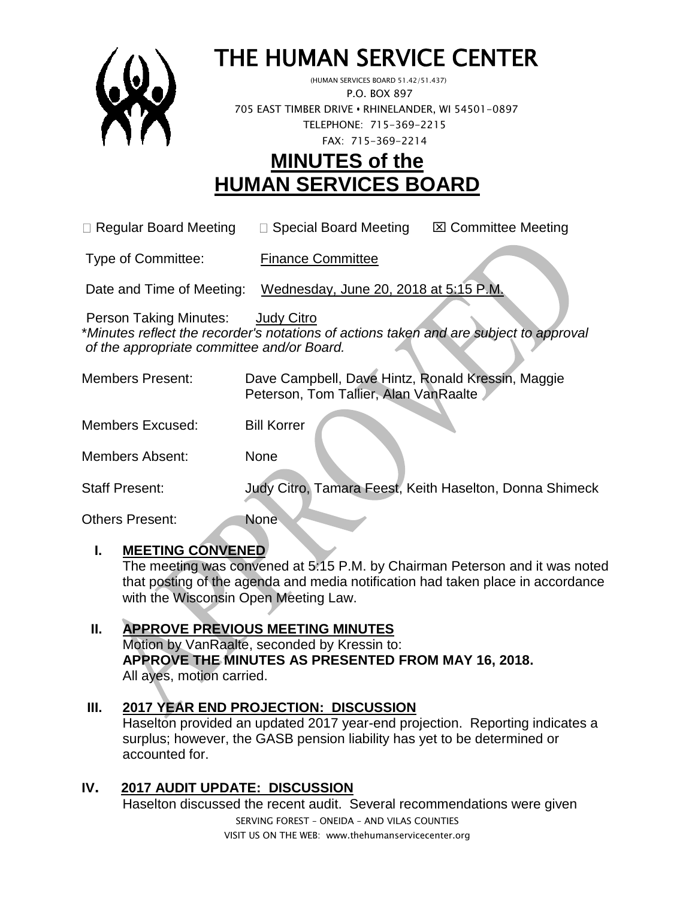# THE HUMAN SERVICE CENTER

(HUMAN SERVICES BOARD 51.42/51.437)
P.O. BOX 897
705 EAST TIMBER DRIVE • RHINELANDER, WI 54501-0897
TELEPHONE: 715-369-2215
FAX: 715-369-2214

# MINUTES of the HUMAN SERVICES BOARD

☐ Regular Board Meeting ☐ Special Board Meeting ☒ Committee Meeting

Type of Committee: Finance Committee

Date and Time of Meeting: Wednesday, June 20, 2018 at 5:15 P.M.

Person Taking Minutes: Judy Citro

*\*Minutes reflect the recorder's notations of actions taken and are subject to approval of the appropriate committee and/or Board.*

Members Present: Dave Campbell, Dave Hintz, Ronald Kressin, Maggie Peterson, Tom Tallier, Alan VanRaalte

Members Excused: Bill Korrer

Members Absent: None

Staff Present: Judy Citro, Tamara Feest, Keith Haselton, Donna Shimeck

Others Present: None

## I. MEETING CONVENED

The meeting was convened at 5:15 P.M. by Chairman Peterson and it was noted that posting of the agenda and media notification had taken place in accordance with the Wisconsin Open Meeting Law.

## II. APPROVE PREVIOUS MEETING MINUTES

Motion by VanRaalte, seconded by Kressin to:
**APPROVE THE MINUTES AS PRESENTED FROM MAY 16, 2018.**
All ayes, motion carried.

## III. 2017 YEAR END PROJECTION: DISCUSSION

Haselton provided an updated 2017 year-end projection. Reporting indicates a surplus; however, the GASB pension liability has yet to be determined or accounted for.

## IV. 2017 AUDIT UPDATE: DISCUSSION

Haselton discussed the recent audit. Several recommendations were given

SERVING FOREST – ONEIDA – AND VILAS COUNTIES
VISIT US ON THE WEB: www.thehumanservicecenter.org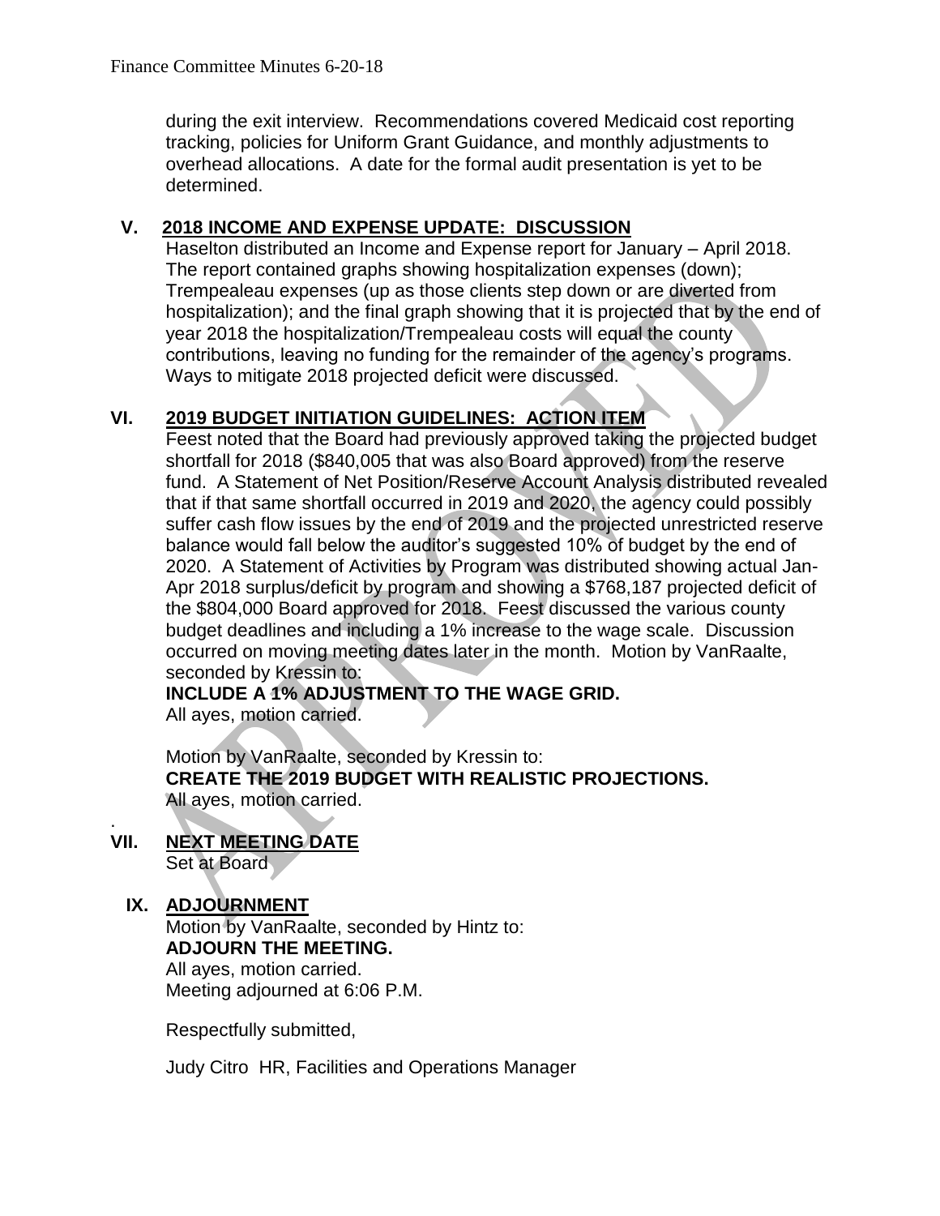during the exit interview. Recommendations covered Medicaid cost reporting tracking, policies for Uniform Grant Guidance, and monthly adjustments to overhead allocations. A date for the formal audit presentation is yet to be determined.

## V. 2018 INCOME AND EXPENSE UPDATE: DISCUSSION

Haselton distributed an Income and Expense report for January – April 2018. The report contained graphs showing hospitalization expenses (down); Trempealeau expenses (up as those clients step down or are diverted from hospitalization); and the final graph showing that it is projected that by the end of year 2018 the hospitalization/Trempealeau costs will equal the county contributions, leaving no funding for the remainder of the agency's programs. Ways to mitigate 2018 projected deficit were discussed.

## VI. 2019 BUDGET INITIATION GUIDELINES: ACTION ITEM

Feest noted that the Board had previously approved taking the projected budget shortfall for 2018 ($840,005 that was also Board approved) from the reserve fund. A Statement of Net Position/Reserve Account Analysis distributed revealed that if that same shortfall occurred in 2019 and 2020, the agency could possibly suffer cash flow issues by the end of 2019 and the projected unrestricted reserve balance would fall below the auditor's suggested 10% of budget by the end of 2020. A Statement of Activities by Program was distributed showing actual Jan-Apr 2018 surplus/deficit by program and showing a $768,187 projected deficit of the $804,000 Board approved for 2018. Feest discussed the various county budget deadlines and including a 1% increase to the wage scale. Discussion occurred on moving meeting dates later in the month. Motion by VanRaalte, seconded by Kressin to:

**INCLUDE A 1% ADJUSTMENT TO THE WAGE GRID.**
All ayes, motion carried.

Motion by VanRaalte, seconded by Kressin to:
**CREATE THE 2019 BUDGET WITH REALISTIC PROJECTIONS.**
All ayes, motion carried.

.

## VII. NEXT MEETING DATE

Set at Board

## IX. ADJOURNMENT

Motion by VanRaalte, seconded by Hintz to:
**ADJOURN THE MEETING.**
All ayes, motion carried.
Meeting adjourned at 6:06 P.M.

Respectfully submitted,

Judy Citro HR, Facilities and Operations Manager